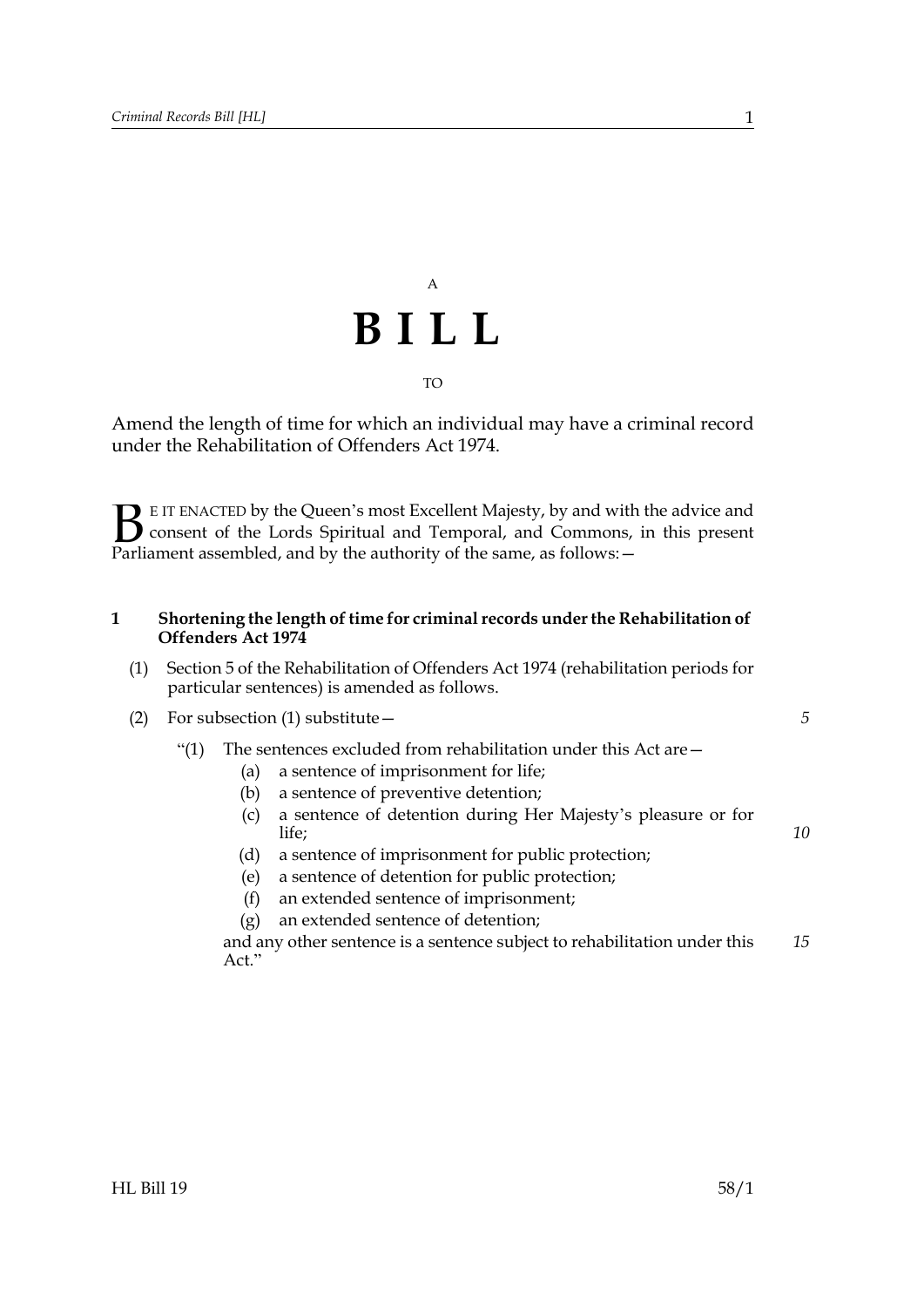A

# BILL

TO

Amend the length of time for which an individual may have a criminal record under the Rehabilitation of Offenders Act 1974.

BE IT ENACTED by the Queen's most Excellent Majesty, by and with the advice and consent of the Lords Spiritual and Temporal, and Commons, in this present Parliament assembled, and by the authority of the same, as follows:—

**1 Shortening the length of time for criminal records under the Rehabilitation of Offenders Act 1974**

(1) Section 5 of the Rehabilitation of Offenders Act 1974 (rehabilitation periods for particular sentences) is amended as follows.

(2) For subsection (1) substitute—

"(1) The sentences excluded from rehabilitation under this Act are—

(a) a sentence of imprisonment for life;

(b) a sentence of preventive detention;

(c) a sentence of detention during Her Majesty's pleasure or for life;

(d) a sentence of imprisonment for public protection;

(e) a sentence of detention for public protection;

(f) an extended sentence of imprisonment;

(g) an extended sentence of detention;

and any other sentence is a sentence subject to rehabilitation under this Act."

HL Bill 19 58/1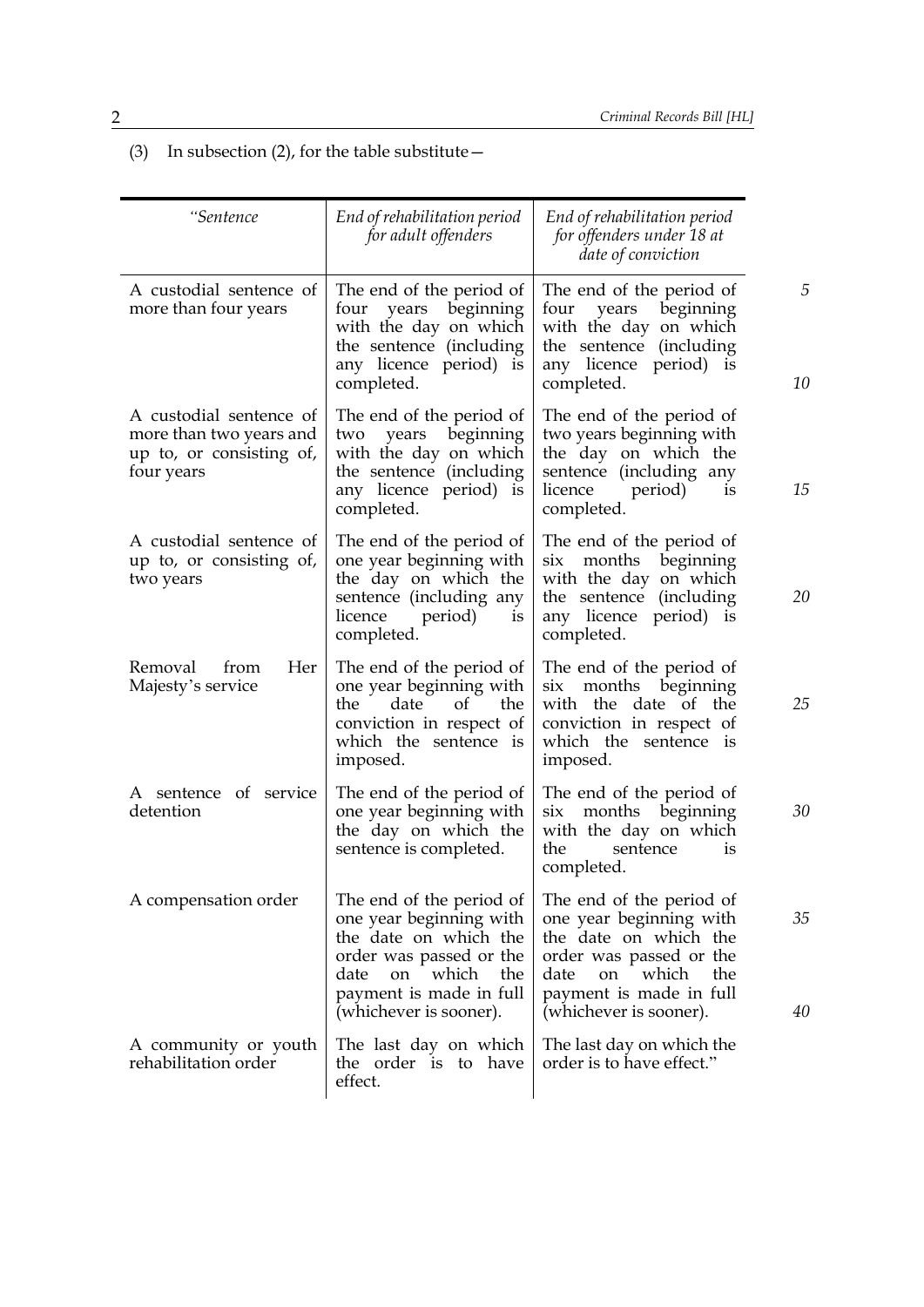(3) In subsection (2), for the table substitute—

| "Sentence | End of rehabilitation period for adult offenders | End of rehabilitation period for offenders under 18 at date of conviction |
|---|---|---|
| A custodial sentence of more than four years | The end of the period of four years beginning with the day on which the sentence (including any licence period) is completed. | The end of the period of four years beginning with the day on which the sentence (including any licence period) is completed. |
| A custodial sentence of more than two years and up to, or consisting of, four years | The end of the period of two years beginning with the day on which the sentence (including any licence period) is completed. | The end of the period of two years beginning with the day on which the sentence (including any licence period) is completed. |
| A custodial sentence of up to, or consisting of, two years | The end of the period of one year beginning with the day on which the sentence (including any licence period) is completed. | The end of the period of six months beginning with the day on which the sentence (including any licence period) is completed. |
| Removal from Her Majesty's service | The end of the period of one year beginning with the date of the conviction in respect of which the sentence is imposed. | The end of the period of six months beginning with the date of the conviction in respect of which the sentence is imposed. |
| A sentence of service detention | The end of the period of one year beginning with the day on which the sentence is completed. | The end of the period of six months beginning with the day on which the sentence is completed. |
| A compensation order | The end of the period of one year beginning with the date on which the order was passed or the date on which the payment is made in full (whichever is sooner). | The end of the period of one year beginning with the date on which the order was passed or the date on which the payment is made in full (whichever is sooner). |
| A community or youth rehabilitation order | The last day on which the order is to have effect. | The last day on which the order is to have effect." |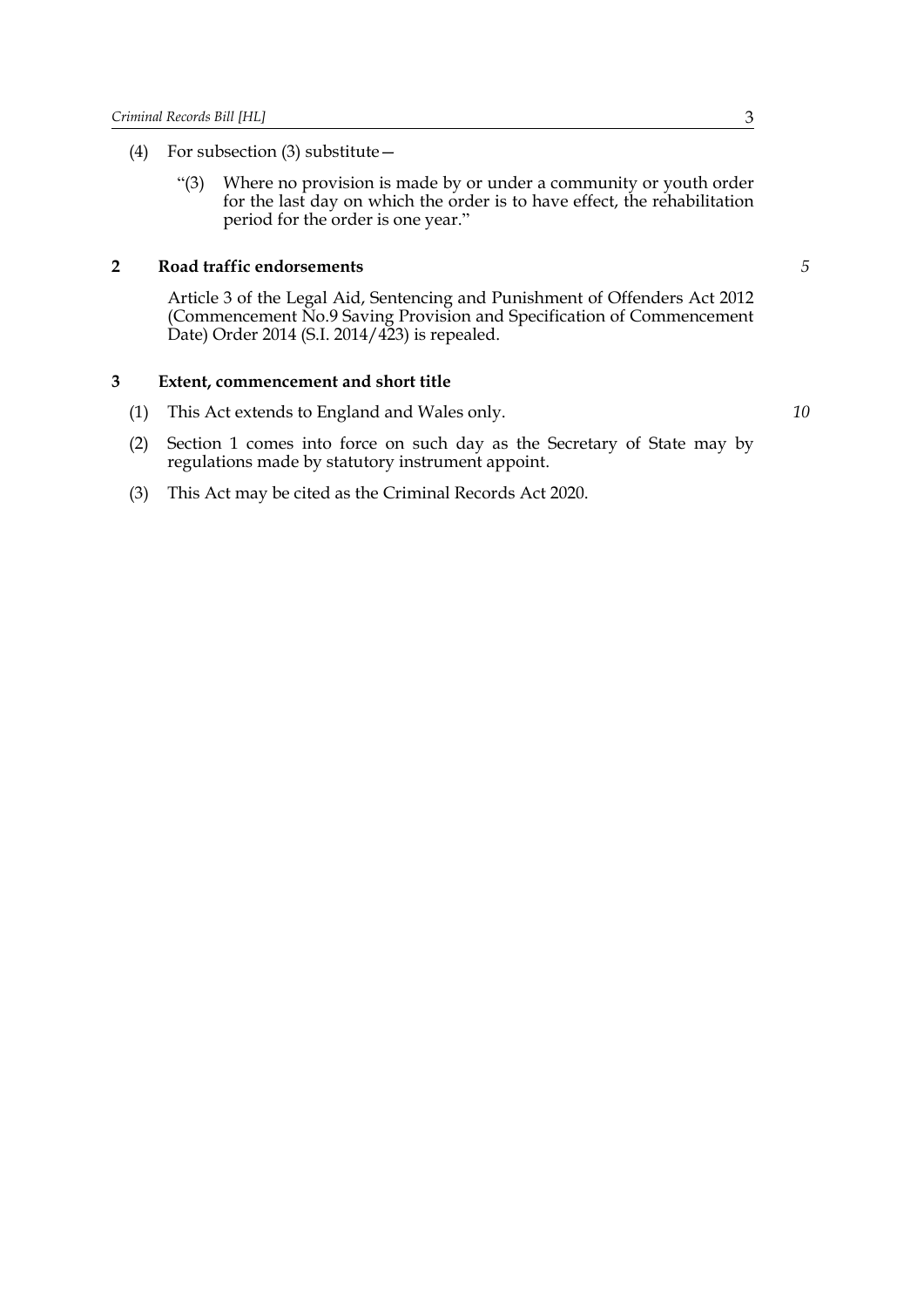(4) For subsection (3) substitute—

"(3) Where no provision is made by or under a community or youth order for the last day on which the order is to have effect, the rehabilitation period for the order is one year."

## 2 Road traffic endorsements

Article 3 of the Legal Aid, Sentencing and Punishment of Offenders Act 2012 (Commencement No.9 Saving Provision and Specification of Commencement Date) Order 2014 (S.I. 2014/423) is repealed.

## 3 Extent, commencement and short title

(1) This Act extends to England and Wales only.

(2) Section 1 comes into force on such day as the Secretary of State may by regulations made by statutory instrument appoint.

(3) This Act may be cited as the Criminal Records Act 2020.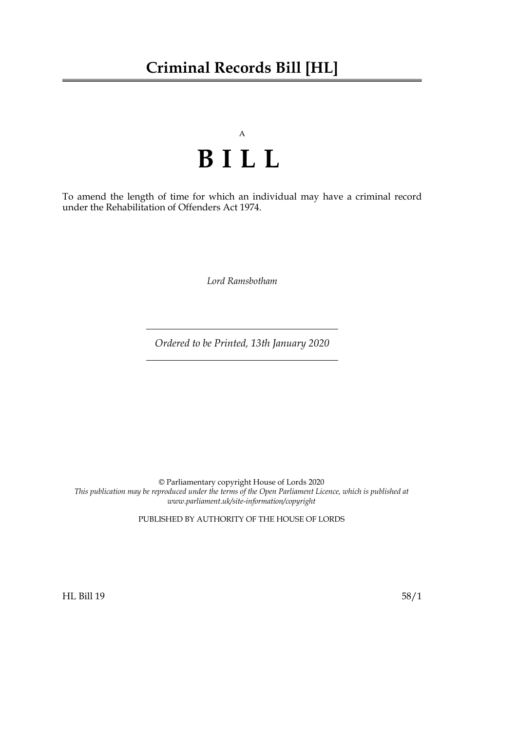# Criminal Records Bill [HL]

A

# B I L L

To amend the length of time for which an individual may have a criminal record under the Rehabilitation of Offenders Act 1974.

*Lord Ramsbotham*

*Ordered to be Printed, 13th January 2020*

© Parliamentary copyright House of Lords 2020
*This publication may be reproduced under the terms of the Open Parliament Licence, which is published at www.parliament.uk/site-information/copyright*

PUBLISHED BY AUTHORITY OF THE HOUSE OF LORDS

HL Bill 19 58/1